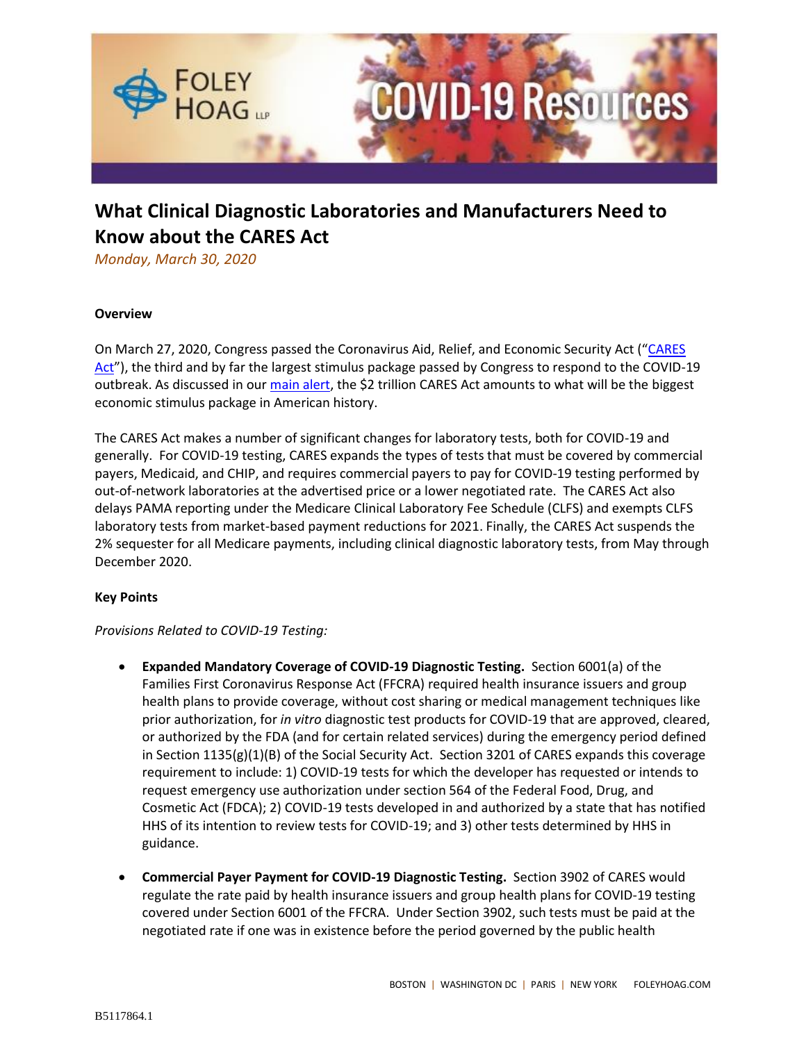# What Clinical Diagnostic Laboratories and Manufacturers Need to Know about the CARES Act

*Monday, March 30, 2020*

**Overview**

On March 27, 2020, Congress passed the Coronavirus Aid, Relief, and Economic Security Act ("CARES Act"), the third and by far the largest stimulus package passed by Congress to respond to the COVID-19 outbreak. As discussed in our main alert, the $2 trillion CARES Act amounts to what will be the biggest economic stimulus package in American history.

The CARES Act makes a number of significant changes for laboratory tests, both for COVID-19 and generally. For COVID-19 testing, CARES expands the types of tests that must be covered by commercial payers, Medicaid, and CHIP, and requires commercial payers to pay for COVID-19 testing performed by out-of-network laboratories at the advertised price or a lower negotiated rate. The CARES Act also delays PAMA reporting under the Medicare Clinical Laboratory Fee Schedule (CLFS) and exempts CLFS laboratory tests from market-based payment reductions for 2021. Finally, the CARES Act suspends the 2% sequester for all Medicare payments, including clinical diagnostic laboratory tests, from May through December 2020.

**Key Points**

*Provisions Related to COVID-19 Testing:*

- **Expanded Mandatory Coverage of COVID-19 Diagnostic Testing.** Section 6001(a) of the Families First Coronavirus Response Act (FFCRA) required health insurance issuers and group health plans to provide coverage, without cost sharing or medical management techniques like prior authorization, for *in vitro* diagnostic test products for COVID-19 that are approved, cleared, or authorized by the FDA (and for certain related services) during the emergency period defined in Section 1135(g)(1)(B) of the Social Security Act. Section 3201 of CARES expands this coverage requirement to include: 1) COVID-19 tests for which the developer has requested or intends to request emergency use authorization under section 564 of the Federal Food, Drug, and Cosmetic Act (FDCA); 2) COVID-19 tests developed in and authorized by a state that has notified HHS of its intention to review tests for COVID-19; and 3) other tests determined by HHS in guidance.

- **Commercial Payer Payment for COVID-19 Diagnostic Testing.** Section 3902 of CARES would regulate the rate paid by health insurance issuers and group health plans for COVID-19 testing covered under Section 6001 of the FFCRA. Under Section 3902, such tests must be paid at the negotiated rate if one was in existence before the period governed by the public health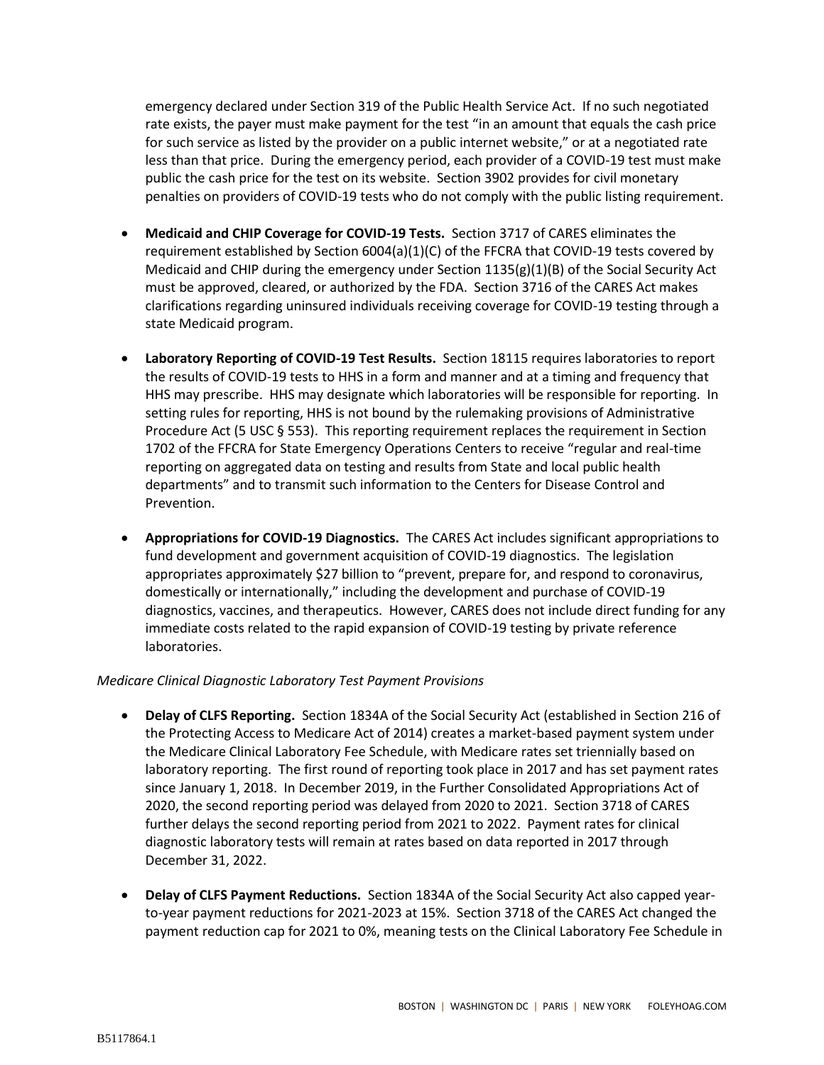emergency declared under Section 319 of the Public Health Service Act. If no such negotiated rate exists, the payer must make payment for the test "in an amount that equals the cash price for such service as listed by the provider on a public internet website," or at a negotiated rate less than that price. During the emergency period, each provider of a COVID-19 test must make public the cash price for the test on its website. Section 3902 provides for civil monetary penalties on providers of COVID-19 tests who do not comply with the public listing requirement.

- **Medicaid and CHIP Coverage for COVID-19 Tests.** Section 3717 of CARES eliminates the requirement established by Section 6004(a)(1)(C) of the FFCRA that COVID-19 tests covered by Medicaid and CHIP during the emergency under Section 1135(g)(1)(B) of the Social Security Act must be approved, cleared, or authorized by the FDA. Section 3716 of the CARES Act makes clarifications regarding uninsured individuals receiving coverage for COVID-19 testing through a state Medicaid program.

- **Laboratory Reporting of COVID-19 Test Results.** Section 18115 requires laboratories to report the results of COVID-19 tests to HHS in a form and manner and at a timing and frequency that HHS may prescribe. HHS may designate which laboratories will be responsible for reporting. In setting rules for reporting, HHS is not bound by the rulemaking provisions of Administrative Procedure Act (5 USC § 553). This reporting requirement replaces the requirement in Section 1702 of the FFCRA for State Emergency Operations Centers to receive "regular and real-time reporting on aggregated data on testing and results from State and local public health departments" and to transmit such information to the Centers for Disease Control and Prevention.

- **Appropriations for COVID-19 Diagnostics.** The CARES Act includes significant appropriations to fund development and government acquisition of COVID-19 diagnostics. The legislation appropriates approximately $27 billion to "prevent, prepare for, and respond to coronavirus, domestically or internationally," including the development and purchase of COVID-19 diagnostics, vaccines, and therapeutics. However, CARES does not include direct funding for any immediate costs related to the rapid expansion of COVID-19 testing by private reference laboratories.

*Medicare Clinical Diagnostic Laboratory Test Payment Provisions*

- **Delay of CLFS Reporting.** Section 1834A of the Social Security Act (established in Section 216 of the Protecting Access to Medicare Act of 2014) creates a market-based payment system under the Medicare Clinical Laboratory Fee Schedule, with Medicare rates set triennially based on laboratory reporting. The first round of reporting took place in 2017 and has set payment rates since January 1, 2018. In December 2019, in the Further Consolidated Appropriations Act of 2020, the second reporting period was delayed from 2020 to 2021. Section 3718 of CARES further delays the second reporting period from 2021 to 2022. Payment rates for clinical diagnostic laboratory tests will remain at rates based on data reported in 2017 through December 31, 2022.

- **Delay of CLFS Payment Reductions.** Section 1834A of the Social Security Act also capped year-to-year payment reductions for 2021-2023 at 15%. Section 3718 of the CARES Act changed the payment reduction cap for 2021 to 0%, meaning tests on the Clinical Laboratory Fee Schedule in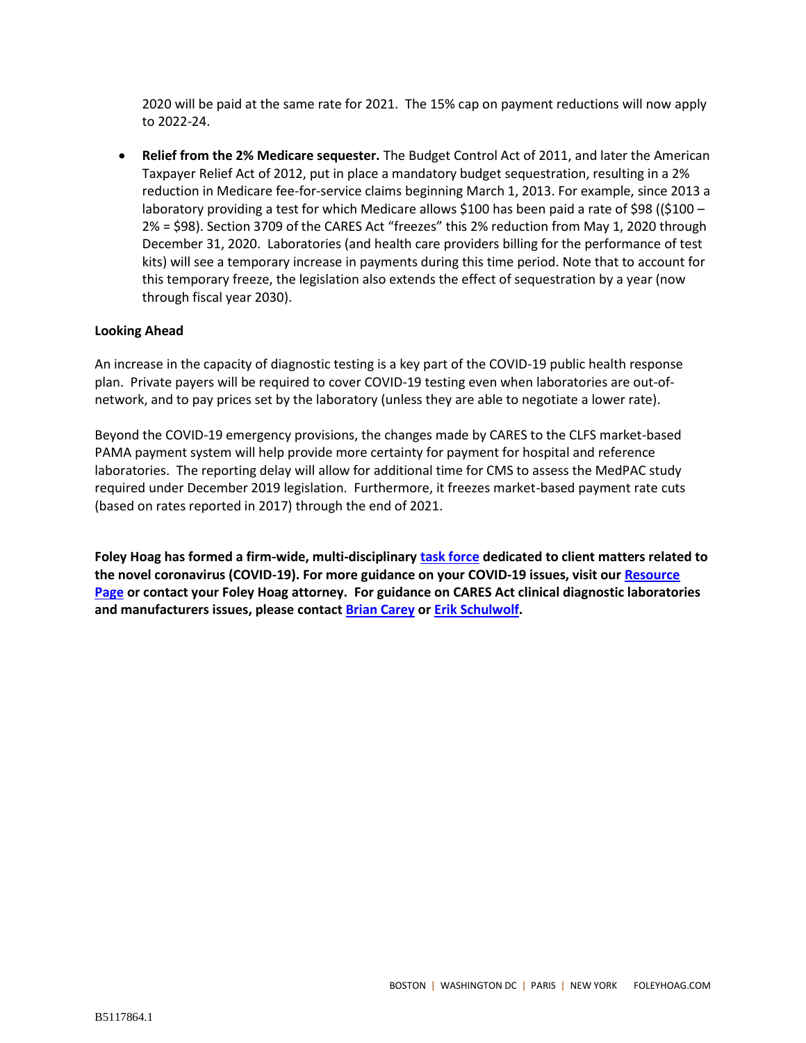2020 will be paid at the same rate for 2021. The 15% cap on payment reductions will now apply to 2022-24.

- **Relief from the 2% Medicare sequester.** The Budget Control Act of 2011, and later the American Taxpayer Relief Act of 2012, put in place a mandatory budget sequestration, resulting in a 2% reduction in Medicare fee-for-service claims beginning March 1, 2013. For example, since 2013 a laboratory providing a test for which Medicare allows $100 has been paid a rate of $98 (($100 – 2% = $98). Section 3709 of the CARES Act "freezes" this 2% reduction from May 1, 2020 through December 31, 2020. Laboratories (and health care providers billing for the performance of test kits) will see a temporary increase in payments during this time period. Note that to account for this temporary freeze, the legislation also extends the effect of sequestration by a year (now through fiscal year 2030).

**Looking Ahead**

An increase in the capacity of diagnostic testing is a key part of the COVID-19 public health response plan. Private payers will be required to cover COVID-19 testing even when laboratories are out-of-network, and to pay prices set by the laboratory (unless they are able to negotiate a lower rate).

Beyond the COVID-19 emergency provisions, the changes made by CARES to the CLFS market-based PAMA payment system will help provide more certainty for payment for hospital and reference laboratories. The reporting delay will allow for additional time for CMS to assess the MedPAC study required under December 2019 legislation. Furthermore, it freezes market-based payment rate cuts (based on rates reported in 2017) through the end of 2021.

**Foley Hoag has formed a firm-wide, multi-disciplinary task force dedicated to client matters related to the novel coronavirus (COVID-19). For more guidance on your COVID-19 issues, visit our Resource Page or contact your Foley Hoag attorney. For guidance on CARES Act clinical diagnostic laboratories and manufacturers issues, please contact Brian Carey or Erik Schulwolf.**